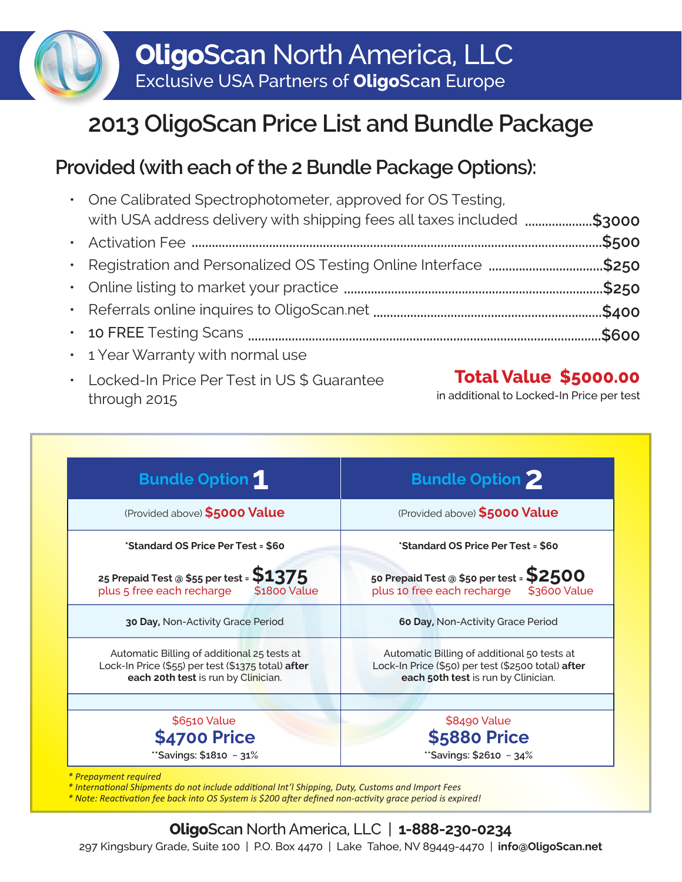# OligoScan North America, LLC

Exclusive USA Partners of **OligoScan** Europe

# 2013 OligoScan Price List and Bundle Package

## Provided (with each of the 2 Bundle Package Options):

- One Calibrated Spectrophotometer, approved for OS Testing, with USA address delivery with shipping fees all taxes included ..................... **$3000**
- Activation Fee ..................... **$500**
- Registration and Personalized OS Testing Online Interface ..................... **$250**
- Online listing to market your practice ..................... **$250**
- Referrals online inquires to OligoScan.net ..................... **$400**
- 10 FREE Testing Scans ..................... **$600**
- 1 Year Warranty with normal use
- Locked-In Price Per Test in US $ Guarantee through 2015

**Total Value $5000.00**
in additional to Locked-In Price per test

| Bundle Option 1 | Bundle Option 2 |
|---|---|
| (Provided above) **$5000 Value** | (Provided above) **$5000 Value** |
| ***Standard OS Price Per Test = $60**<br><br>**25 Prepaid Test @ $55 per test = $1375**<br>plus 5 free each recharge $1800 Value | ***Standard OS Price Per Test = $60**<br><br>**50 Prepaid Test @ $50 per test = $2500**<br>plus 10 free each recharge $3600 Value |
| **30 Day,** Non-Activity Grace Period | **60 Day,** Non-Activity Grace Period |
| Automatic Billing of additional 25 tests at Lock-In Price ($55) per test ($1375 total) **after each 20th test** is run by Clinician. | Automatic Billing of additional 50 tests at Lock-In Price ($50) per test ($2500 total) **after each 50th test** is run by Clinician. |
| | |
| $6510 Value<br>**$4700 Price**<br>**Savings: $1810 ~ 31% | $8490 Value<br>**$5880 Price**<br>**Savings: $2610 ~ 34% |

*\* Prepayment required*
*\* International Shipments do not include additional Int'l Shipping, Duty, Customs and Import Fees*
*\* Note: Reactivation fee back into OS System is $200 after defined non-activity grace period is expired!*

**Oligo**Scan North America, LLC | **1-888-230-0234**
297 Kingsbury Grade, Suite 100 | P.O. Box 4470 | Lake Tahoe, NV 89449-4470 | **info@OligoScan.net**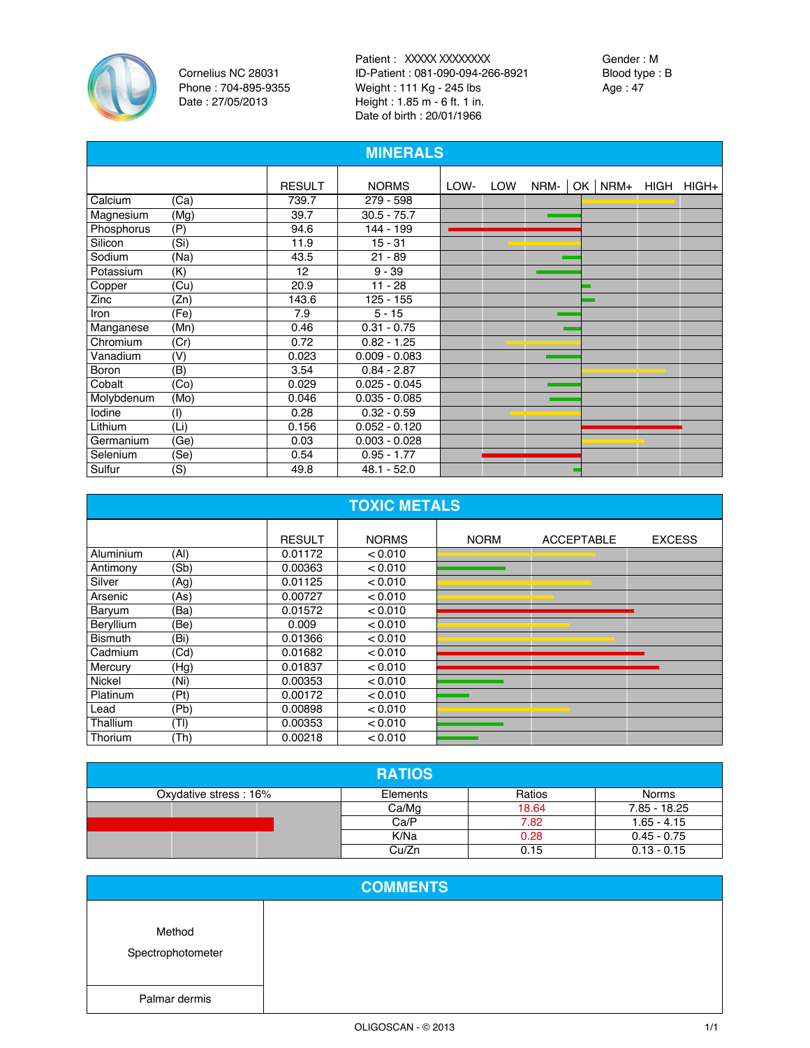Cornelius NC 28031
Phone : 704-895-9355
Date : 27/05/2013

Patient : XXXXX XXXXXXXX
ID-Patient : 081-090-094-266-8921
Weight : 111 Kg - 245 lbs
Height : 1.85 m - 6 ft. 1 in.
Date of birth : 20/01/1966

Gender : M
Blood type : B
Age : 47

## MINERALS

| | | RESULT | NORMS | LOW- | LOW | NRM- | OK | NRM+ | HIGH | HIGH+ |
|---|---|---|---|---|---|---|---|---|---|---|
| Calcium | (Ca) | 739.7 | 279 - 598 | | | | | | | |
| Magnesium | (Mg) | 39.7 | 30.5 - 75.7 | | | | | | | |
| Phosphorus | (P) | 94.6 | 144 - 199 | | | | | | | |
| Silicon | (Si) | 11.9 | 15 - 31 | | | | | | | |
| Sodium | (Na) | 43.5 | 21 - 89 | | | | | | | |
| Potassium | (K) | 12 | 9 - 39 | | | | | | | |
| Copper | (Cu) | 20.9 | 11 - 28 | | | | | | | |
| Zinc | (Zn) | 143.6 | 125 - 155 | | | | | | | |
| Iron | (Fe) | 7.9 | 5 - 15 | | | | | | | |
| Manganese | (Mn) | 0.46 | 0.31 - 0.75 | | | | | | | |
| Chromium | (Cr) | 0.72 | 0.82 - 1.25 | | | | | | | |
| Vanadium | (V) | 0.023 | 0.009 - 0.083 | | | | | | | |
| Boron | (B) | 3.54 | 0.84 - 2.87 | | | | | | | |
| Cobalt | (Co) | 0.029 | 0.025 - 0.045 | | | | | | | |
| Molybdenum | (Mo) | 0.046 | 0.035 - 0.085 | | | | | | | |
| Iodine | (I) | 0.28 | 0.32 - 0.59 | | | | | | | |
| Lithium | (Li) | 0.156 | 0.052 - 0.120 | | | | | | | |
| Germanium | (Ge) | 0.03 | 0.003 - 0.028 | | | | | | | |
| Selenium | (Se) | 0.54 | 0.95 - 1.77 | | | | | | | |
| Sulfur | (S) | 49.8 | 48.1 - 52.0 | | | | | | | |

## TOXIC METALS

| | | RESULT | NORMS | NORM | ACCEPTABLE | EXCESS |
|---|---|---|---|---|---|---|
| Aluminium | (Al) | 0.01172 | < 0.010 | | | |
| Antimony | (Sb) | 0.00363 | < 0.010 | | | |
| Silver | (Ag) | 0.01125 | < 0.010 | | | |
| Arsenic | (As) | 0.00727 | < 0.010 | | | |
| Baryum | (Ba) | 0.01572 | < 0.010 | | | |
| Beryllium | (Be) | 0.009 | < 0.010 | | | |
| Bismuth | (Bi) | 0.01366 | < 0.010 | | | |
| Cadmium | (Cd) | 0.01682 | < 0.010 | | | |
| Mercury | (Hg) | 0.01837 | < 0.010 | | | |
| Nickel | (Ni) | 0.00353 | < 0.010 | | | |
| Platinum | (Pt) | 0.00172 | < 0.010 | | | |
| Lead | (Pb) | 0.00898 | < 0.010 | | | |
| Thallium | (Tl) | 0.00353 | < 0.010 | | | |
| Thorium | (Th) | 0.00218 | < 0.010 | | | |

## RATIOS

Oxydative stress : 16%

| Elements | Ratios | Norms |
|---|---|---|
| Ca/Mg | 18.64 | 7.85 - 18.25 |
| Ca/P | 7.82 | 1.65 - 4.15 |
| K/Na | 0.28 | 0.45 - 0.75 |
| Cu/Zn | 0.15 | 0.13 - 0.15 |

## COMMENTS

Method

Spectrophotometer

Palmar dermis

OLIGOSCAN - © 2013